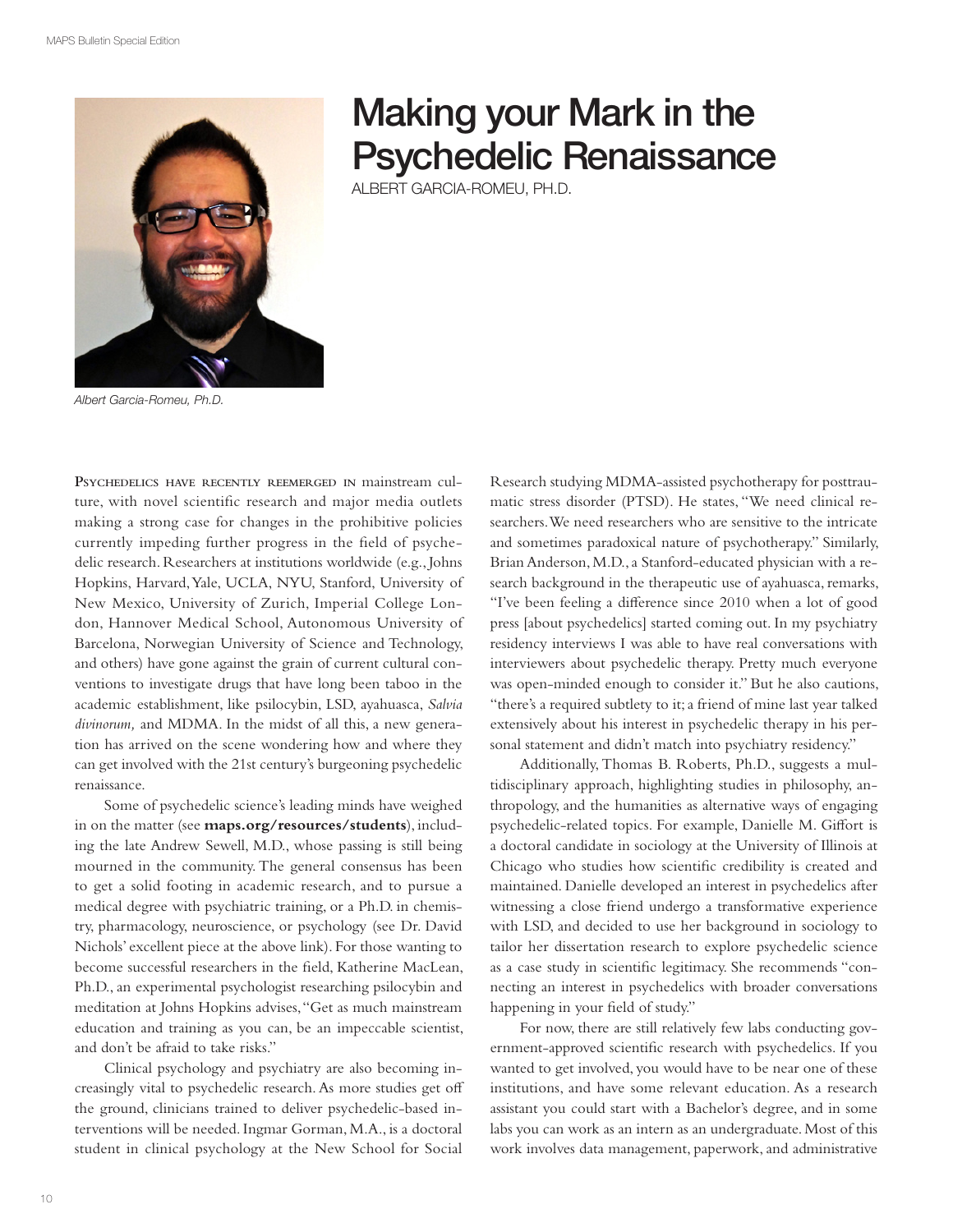# Making your Mark in the Psychedelic Renaissance

ALBERT GARCIA-ROMEU, PH.D.

*Albert Garcia-Romeu, Ph.D.*

Psychedelics have recently reemerged in mainstream culture, with novel scientific research and major media outlets making a strong case for changes in the prohibitive policies currently impeding further progress in the field of psychedelic research. Researchers at institutions worldwide (e.g., Johns Hopkins, Harvard, Yale, UCLA, NYU, Stanford, University of New Mexico, University of Zurich, Imperial College London, Hannover Medical School, Autonomous University of Barcelona, Norwegian University of Science and Technology, and others) have gone against the grain of current cultural conventions to investigate drugs that have long been taboo in the academic establishment, like psilocybin, LSD, ayahuasca, *Salvia divinorum,* and MDMA. In the midst of all this, a new generation has arrived on the scene wondering how and where they can get involved with the 21st century's burgeoning psychedelic renaissance.

Some of psychedelic science's leading minds have weighed in on the matter (see **maps.org/resources/students**), including the late Andrew Sewell, M.D., whose passing is still being mourned in the community. The general consensus has been to get a solid footing in academic research, and to pursue a medical degree with psychiatric training, or a Ph.D. in chemistry, pharmacology, neuroscience, or psychology (see Dr. David Nichols' excellent piece at the above link). For those wanting to become successful researchers in the field, Katherine MacLean, Ph.D., an experimental psychologist researching psilocybin and meditation at Johns Hopkins advises, "Get as much mainstream education and training as you can, be an impeccable scientist, and don't be afraid to take risks."

Clinical psychology and psychiatry are also becoming increasingly vital to psychedelic research. As more studies get off the ground, clinicians trained to deliver psychedelic-based interventions will be needed. Ingmar Gorman, M.A., is a doctoral student in clinical psychology at the New School for Social Research studying MDMA-assisted psychotherapy for posttraumatic stress disorder (PTSD). He states, "We need clinical researchers. We need researchers who are sensitive to the intricate and sometimes paradoxical nature of psychotherapy." Similarly, Brian Anderson, M.D., a Stanford-educated physician with a research background in the therapeutic use of ayahuasca, remarks, "I've been feeling a difference since 2010 when a lot of good press [about psychedelics] started coming out. In my psychiatry residency interviews I was able to have real conversations with interviewers about psychedelic therapy. Pretty much everyone was open-minded enough to consider it." But he also cautions, "there's a required subtlety to it; a friend of mine last year talked extensively about his interest in psychedelic therapy in his personal statement and didn't match into psychiatry residency."

Additionally, Thomas B. Roberts, Ph.D., suggests a multidisciplinary approach, highlighting studies in philosophy, anthropology, and the humanities as alternative ways of engaging psychedelic-related topics. For example, Danielle M. Giffort is a doctoral candidate in sociology at the University of Illinois at Chicago who studies how scientific credibility is created and maintained. Danielle developed an interest in psychedelics after witnessing a close friend undergo a transformative experience with LSD, and decided to use her background in sociology to tailor her dissertation research to explore psychedelic science as a case study in scientific legitimacy. She recommends "connecting an interest in psychedelics with broader conversations happening in your field of study."

For now, there are still relatively few labs conducting government-approved scientific research with psychedelics. If you wanted to get involved, you would have to be near one of these institutions, and have some relevant education. As a research assistant you could start with a Bachelor's degree, and in some labs you can work as an intern as an undergraduate. Most of this work involves data management, paperwork, and administrative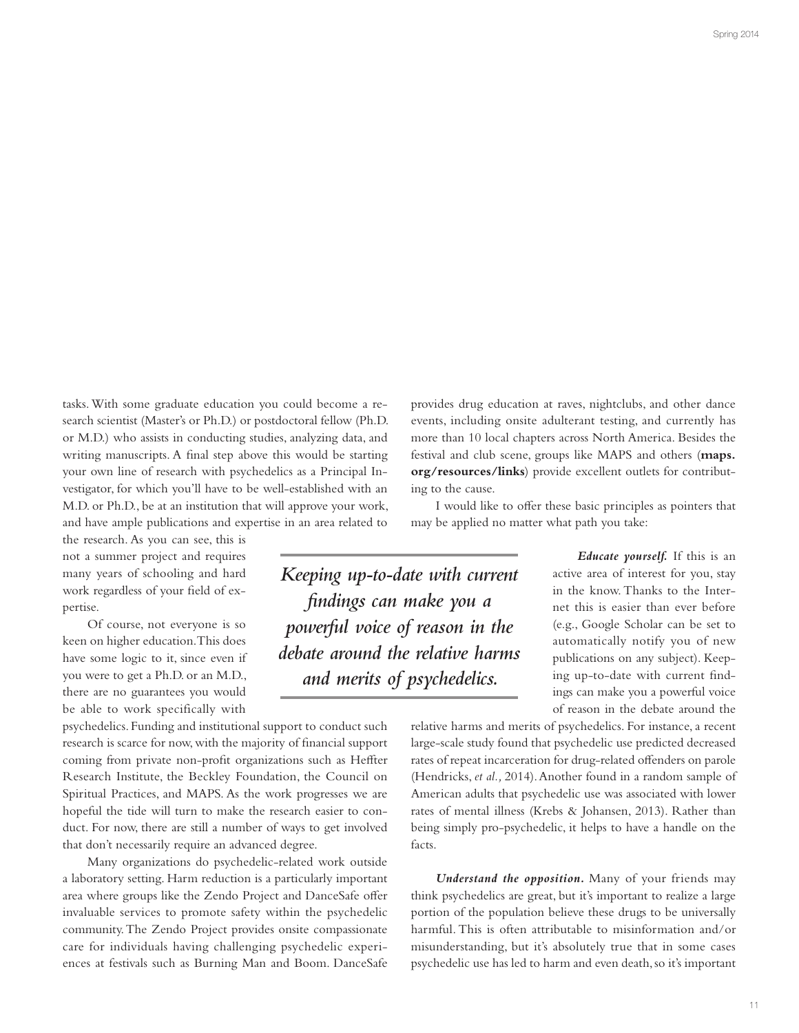tasks. With some graduate education you could become a research scientist (Master's or Ph.D.) or postdoctoral fellow (Ph.D. or M.D.) who assists in conducting studies, analyzing data, and writing manuscripts. A final step above this would be starting your own line of research with psychedelics as a Principal Investigator, for which you'll have to be well-established with an M.D. or Ph.D., be at an institution that will approve your work, and have ample publications and expertise in an area related to the research. As you can see, this is not a summer project and requires many years of schooling and hard work regardless of your field of expertise.

Of course, not everyone is so keen on higher education. This does have some logic to it, since even if you were to get a Ph.D. or an M.D., there are no guarantees you would be able to work specifically with psychedelics. Funding and institutional support to conduct such research is scarce for now, with the majority of financial support coming from private non-profit organizations such as Heffter Research Institute, the Beckley Foundation, the Council on Spiritual Practices, and MAPS. As the work progresses we are hopeful the tide will turn to make the research easier to conduct. For now, there are still a number of ways to get involved that don't necessarily require an advanced degree.

Many organizations do psychedelic-related work outside a laboratory setting. Harm reduction is a particularly important area where groups like the Zendo Project and DanceSafe offer invaluable services to promote safety within the psychedelic community. The Zendo Project provides onsite compassionate care for individuals having challenging psychedelic experiences at festivals such as Burning Man and Boom. DanceSafe provides drug education at raves, nightclubs, and other dance events, including onsite adulterant testing, and currently has more than 10 local chapters across North America. Besides the festival and club scene, groups like MAPS and others (**maps.org/resources/links**) provide excellent outlets for contributing to the cause.

I would like to offer these basic principles as pointers that may be applied no matter what path you take:

> *Keeping up-to-date with current findings can make you a powerful voice of reason in the debate around the relative harms and merits of psychedelics.*

***Educate yourself.*** If this is an active area of interest for you, stay in the know. Thanks to the Internet this is easier than ever before (e.g., Google Scholar can be set to automatically notify you of new publications on any subject). Keeping up-to-date with current findings can make you a powerful voice of reason in the debate around the relative harms and merits of psychedelics. For instance, a recent large-scale study found that psychedelic use predicted decreased rates of repeat incarceration for drug-related offenders on parole (Hendricks, *et al.,* 2014). Another found in a random sample of American adults that psychedelic use was associated with lower rates of mental illness (Krebs & Johansen, 2013). Rather than being simply pro-psychedelic, it helps to have a handle on the facts.

***Understand the opposition.*** Many of your friends may think psychedelics are great, but it's important to realize a large portion of the population believe these drugs to be universally harmful. This is often attributable to misinformation and/or misunderstanding, but it's absolutely true that in some cases psychedelic use has led to harm and even death, so it's important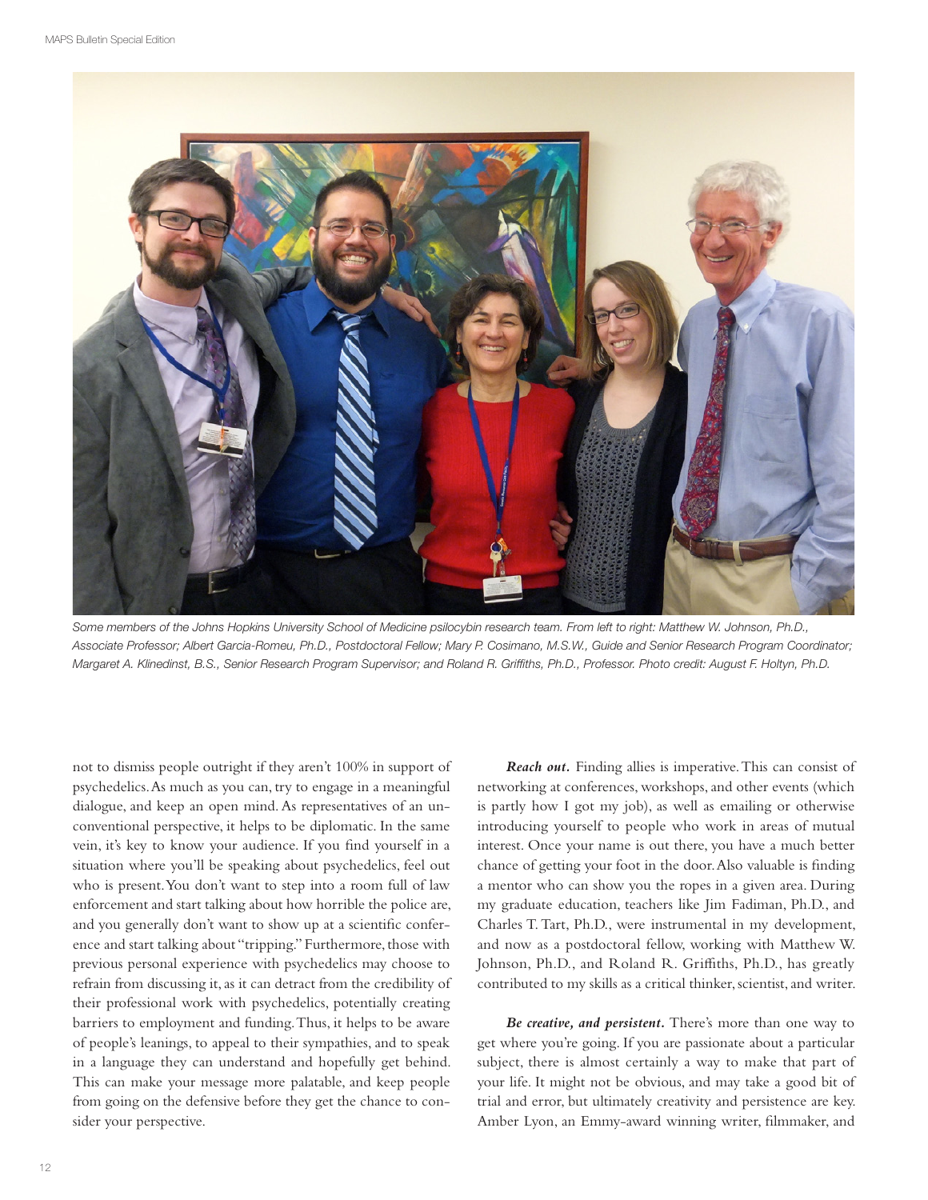Some members of the Johns Hopkins University School of Medicine psilocybin research team. From left to right: Matthew W. Johnson, Ph.D., Associate Professor; Albert Garcia-Romeu, Ph.D., Postdoctoral Fellow; Mary P. Cosimano, M.S.W., Guide and Senior Research Program Coordinator; Margaret A. Klinedinst, B.S., Senior Research Program Supervisor; and Roland R. Griffiths, Ph.D., Professor. Photo credit: August F. Holtyn, Ph.D.

not to dismiss people outright if they aren't 100% in support of psychedelics. As much as you can, try to engage in a meaningful dialogue, and keep an open mind. As representatives of an unconventional perspective, it helps to be diplomatic. In the same vein, it's key to know your audience. If you find yourself in a situation where you'll be speaking about psychedelics, feel out who is present. You don't want to step into a room full of law enforcement and start talking about how horrible the police are, and you generally don't want to show up at a scientific conference and start talking about "tripping." Furthermore, those with previous personal experience with psychedelics may choose to refrain from discussing it, as it can detract from the credibility of their professional work with psychedelics, potentially creating barriers to employment and funding. Thus, it helps to be aware of people's leanings, to appeal to their sympathies, and to speak in a language they can understand and hopefully get behind. This can make your message more palatable, and keep people from going on the defensive before they get the chance to consider your perspective.

***Reach out.*** Finding allies is imperative. This can consist of networking at conferences, workshops, and other events (which is partly how I got my job), as well as emailing or otherwise introducing yourself to people who work in areas of mutual interest. Once your name is out there, you have a much better chance of getting your foot in the door. Also valuable is finding a mentor who can show you the ropes in a given area. During my graduate education, teachers like Jim Fadiman, Ph.D., and Charles T. Tart, Ph.D., were instrumental in my development, and now as a postdoctoral fellow, working with Matthew W. Johnson, Ph.D., and Roland R. Griffiths, Ph.D., has greatly contributed to my skills as a critical thinker, scientist, and writer.

***Be creative, and persistent.*** There's more than one way to get where you're going. If you are passionate about a particular subject, there is almost certainly a way to make that part of your life. It might not be obvious, and may take a good bit of trial and error, but ultimately creativity and persistence are key. Amber Lyon, an Emmy-award winning writer, filmmaker, and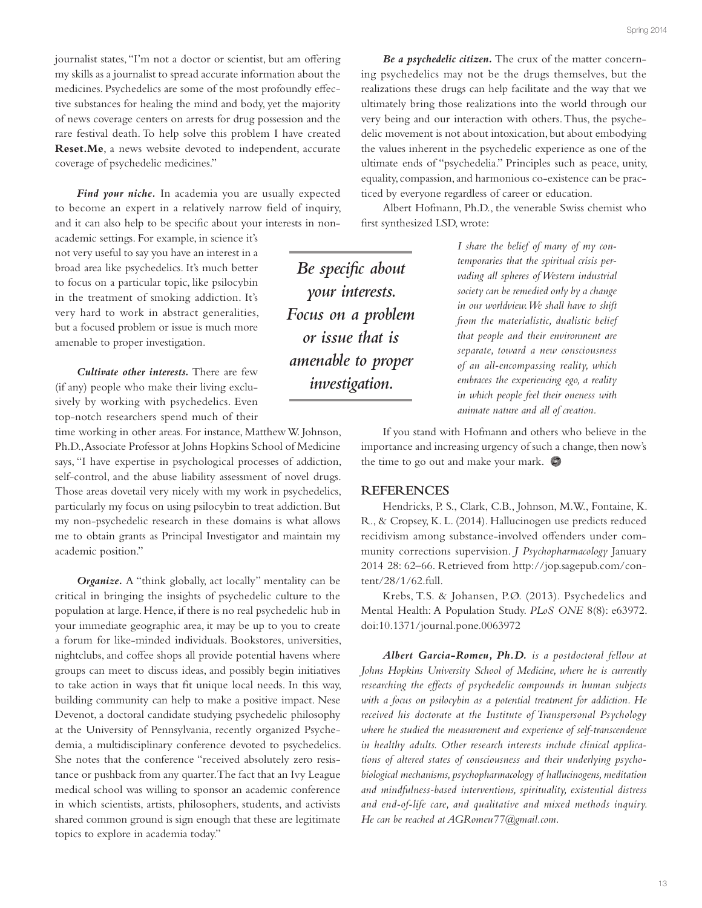journalist states, "I'm not a doctor or scientist, but am offering my skills as a journalist to spread accurate information about the medicines. Psychedelics are some of the most profoundly effective substances for healing the mind and body, yet the majority of news coverage centers on arrests for drug possession and the rare festival death. To help solve this problem I have created **Reset.Me**, a news website devoted to independent, accurate coverage of psychedelic medicines."

***Find your niche.*** In academia you are usually expected to become an expert in a relatively narrow field of inquiry, and it can also help to be specific about your interests in non-academic settings. For example, in science it's not very useful to say you have an interest in a broad area like psychedelics. It's much better to focus on a particular topic, like psilocybin in the treatment of smoking addiction. It's very hard to work in abstract generalities, but a focused problem or issue is much more amenable to proper investigation.

> *Be specific about your interests. Focus on a problem or issue that is amenable to proper investigation.*

***Cultivate other interests.*** There are few (if any) people who make their living exclusively by working with psychedelics. Even top-notch researchers spend much of their time working in other areas. For instance, Matthew W. Johnson, Ph.D., Associate Professor at Johns Hopkins School of Medicine says, "I have expertise in psychological processes of addiction, self-control, and the abuse liability assessment of novel drugs. Those areas dovetail very nicely with my work in psychedelics, particularly my focus on using psilocybin to treat addiction. But my non-psychedelic research in these domains is what allows me to obtain grants as Principal Investigator and maintain my academic position."

***Organize.*** A "think globally, act locally" mentality can be critical in bringing the insights of psychedelic culture to the population at large. Hence, if there is no real psychedelic hub in your immediate geographic area, it may be up to you to create a forum for like-minded individuals. Bookstores, universities, nightclubs, and coffee shops all provide potential havens where groups can meet to discuss ideas, and possibly begin initiatives to take action in ways that fit unique local needs. In this way, building community can help to make a positive impact. Nese Devenot, a doctoral candidate studying psychedelic philosophy at the University of Pennsylvania, recently organized Psychedemia, a multidisciplinary conference devoted to psychedelics. She notes that the conference "received absolutely zero resistance or pushback from any quarter. The fact that an Ivy League medical school was willing to sponsor an academic conference in which scientists, artists, philosophers, students, and activists shared common ground is sign enough that these are legitimate topics to explore in academia today."

***Be a psychedelic citizen.*** The crux of the matter concerning psychedelics may not be the drugs themselves, but the realizations these drugs can help facilitate and the way that we ultimately bring those realizations into the world through our very being and our interaction with others. Thus, the psychedelic movement is not about intoxication, but about embodying the values inherent in the psychedelic experience as one of the ultimate ends of "psychedelia." Principles such as peace, unity, equality, compassion, and harmonious co-existence can be practiced by everyone regardless of career or education.

Albert Hofmann, Ph.D., the venerable Swiss chemist who first synthesized LSD, wrote:

> *I share the belief of many of my contemporaries that the spiritual crisis pervading all spheres of Western industrial society can be remedied only by a change in our worldview. We shall have to shift from the materialistic, dualistic belief that people and their environment are separate, toward a new consciousness of an all-encompassing reality, which embraces the experiencing ego, a reality in which people feel their oneness with animate nature and all of creation.*

If you stand with Hofmann and others who believe in the importance and increasing urgency of such a change, then now's the time to go out and make your mark.

## REFERENCES

Hendricks, P. S., Clark, C.B., Johnson, M.W., Fontaine, K. R., & Cropsey, K. L. (2014). Hallucinogen use predicts reduced recidivism among substance-involved offenders under community corrections supervision. *J Psychopharmacology* January 2014 28: 62–66. Retrieved from http://jop.sagepub.com/content/28/1/62.full.

Krebs, T.S. & Johansen, P.Ø. (2013). Psychedelics and Mental Health: A Population Study. *PLoS ONE* 8(8): e63972. doi:10.1371/journal.pone.0063972

***Albert Garcia-Romeu, Ph.D.*** *is a postdoctoral fellow at Johns Hopkins University School of Medicine, where he is currently researching the effects of psychedelic compounds in human subjects with a focus on psilocybin as a potential treatment for addiction. He received his doctorate at the Institute of Transpersonal Psychology where he studied the measurement and experience of self-transcendence in healthy adults. Other research interests include clinical applications of altered states of consciousness and their underlying psychobiological mechanisms, psychopharmacology of hallucinogens, meditation and mindfulness-based interventions, spirituality, existential distress and end-of-life care, and qualitative and mixed methods inquiry. He can be reached at AGRomeu77@gmail.com.*